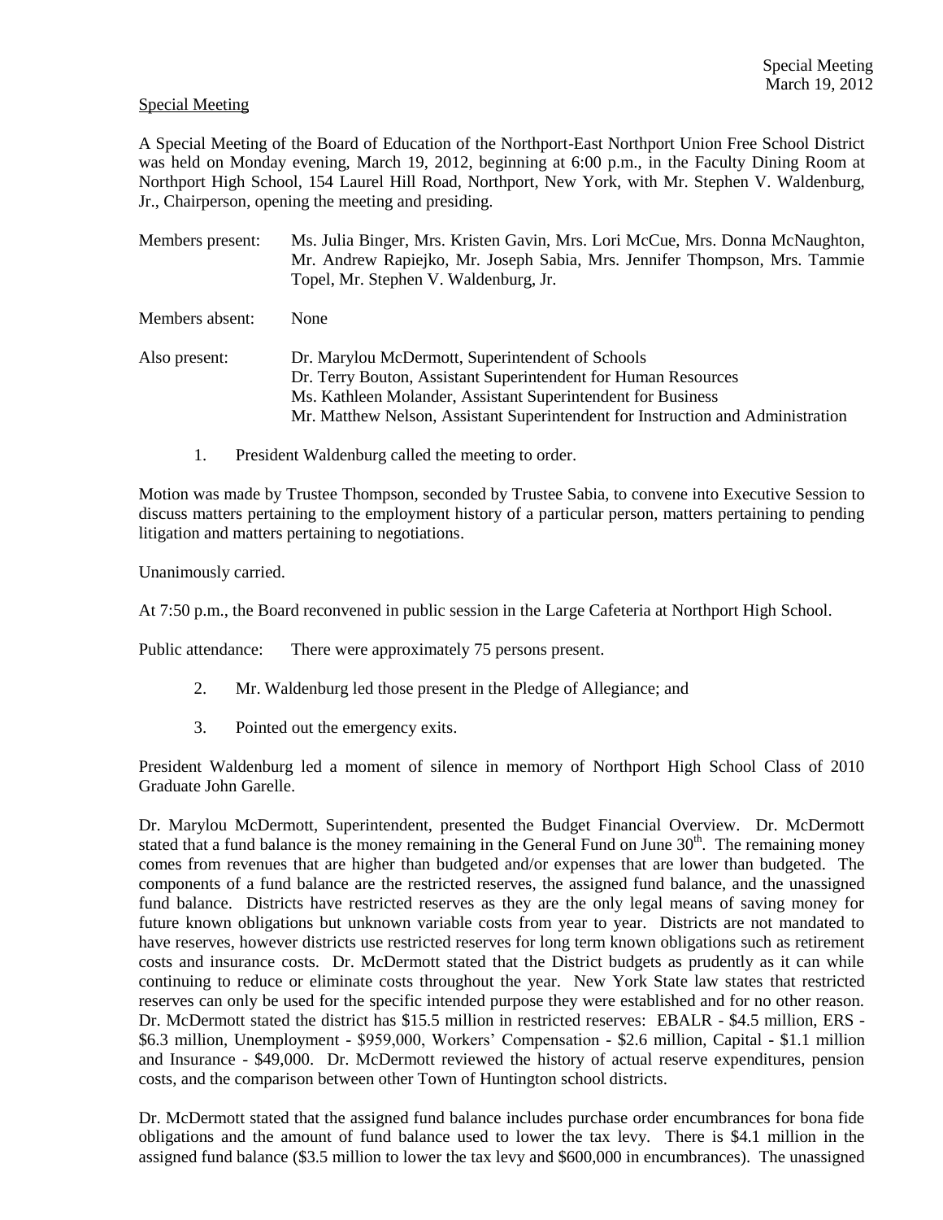Special Meeting

A Special Meeting of the Board of Education of the Northport-East Northport Union Free School District was held on Monday evening, March 19, 2012, beginning at 6:00 p.m., in the Faculty Dining Room at Northport High School, 154 Laurel Hill Road, Northport, New York, with Mr. Stephen V. Waldenburg, Jr., Chairperson, opening the meeting and presiding.

Members present: Ms. Julia Binger, Mrs. Kristen Gavin, Mrs. Lori McCue, Mrs. Donna McNaughton, Mr. Andrew Rapiejko, Mr. Joseph Sabia, Mrs. Jennifer Thompson, Mrs. Tammie Topel, Mr. Stephen V. Waldenburg, Jr.

Members absent: None

Also present: Dr. Marylou McDermott, Superintendent of Schools
Dr. Terry Bouton, Assistant Superintendent for Human Resources
Ms. Kathleen Molander, Assistant Superintendent for Business
Mr. Matthew Nelson, Assistant Superintendent for Instruction and Administration

1. President Waldenburg called the meeting to order.

Motion was made by Trustee Thompson, seconded by Trustee Sabia, to convene into Executive Session to discuss matters pertaining to the employment history of a particular person, matters pertaining to pending litigation and matters pertaining to negotiations.

Unanimously carried.

At 7:50 p.m., the Board reconvened in public session in the Large Cafeteria at Northport High School.

Public attendance: There were approximately 75 persons present.

2. Mr. Waldenburg led those present in the Pledge of Allegiance; and

3. Pointed out the emergency exits.

President Waldenburg led a moment of silence in memory of Northport High School Class of 2010 Graduate John Garelle.

Dr. Marylou McDermott, Superintendent, presented the Budget Financial Overview. Dr. McDermott stated that a fund balance is the money remaining in the General Fund on June 30th. The remaining money comes from revenues that are higher than budgeted and/or expenses that are lower than budgeted. The components of a fund balance are the restricted reserves, the assigned fund balance, and the unassigned fund balance. Districts have restricted reserves as they are the only legal means of saving money for future known obligations but unknown variable costs from year to year. Districts are not mandated to have reserves, however districts use restricted reserves for long term known obligations such as retirement costs and insurance costs. Dr. McDermott stated that the District budgets as prudently as it can while continuing to reduce or eliminate costs throughout the year. New York State law states that restricted reserves can only be used for the specific intended purpose they were established and for no other reason. Dr. McDermott stated the district has $15.5 million in restricted reserves: EBALR - $4.5 million, ERS - $6.3 million, Unemployment - $959,000, Workers' Compensation - $2.6 million, Capital - $1.1 million and Insurance - $49,000. Dr. McDermott reviewed the history of actual reserve expenditures, pension costs, and the comparison between other Town of Huntington school districts.

Dr. McDermott stated that the assigned fund balance includes purchase order encumbrances for bona fide obligations and the amount of fund balance used to lower the tax levy. There is $4.1 million in the assigned fund balance ($3.5 million to lower the tax levy and $600,000 in encumbrances). The unassigned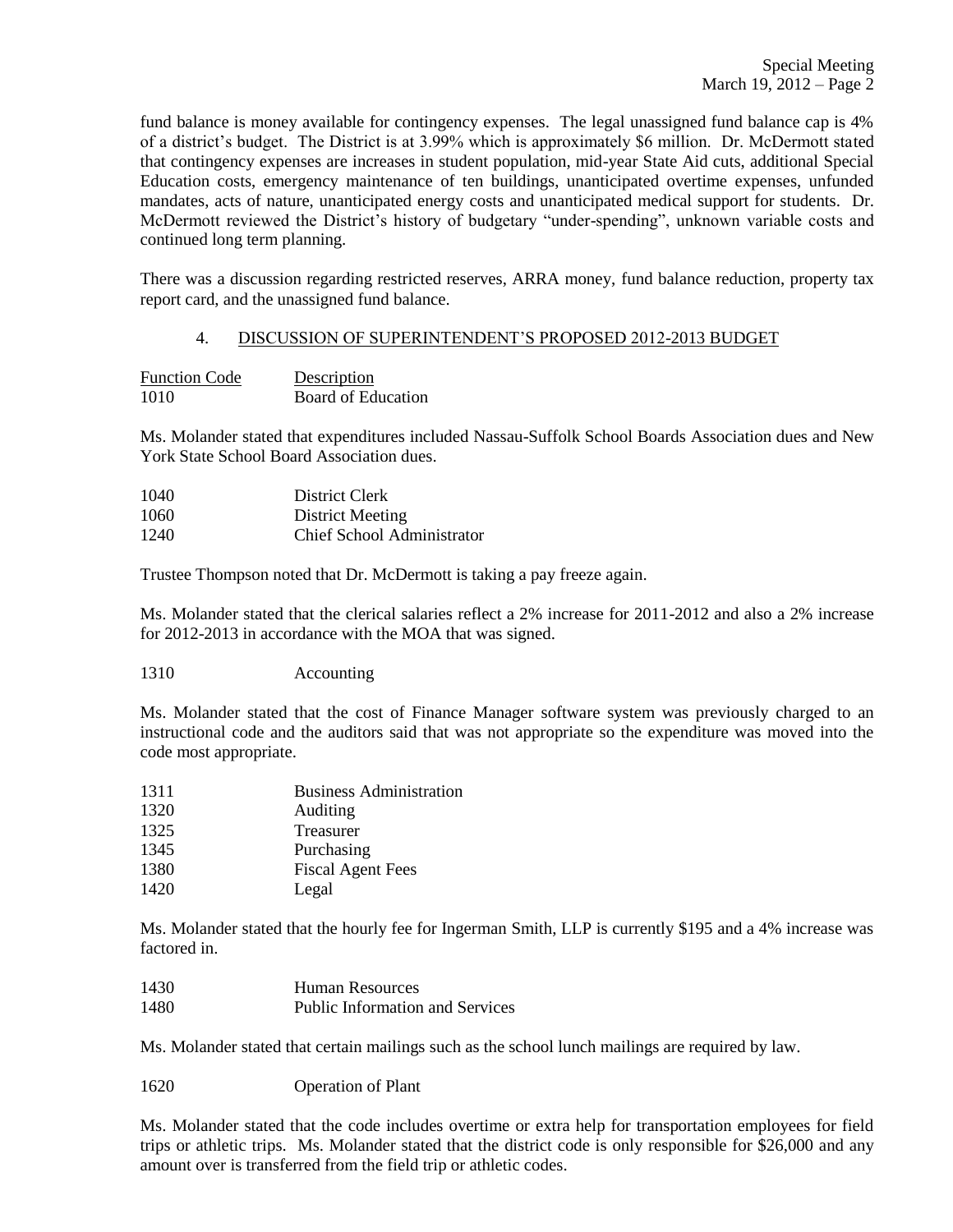fund balance is money available for contingency expenses. The legal unassigned fund balance cap is 4% of a district's budget. The District is at 3.99% which is approximately $6 million. Dr. McDermott stated that contingency expenses are increases in student population, mid-year State Aid cuts, additional Special Education costs, emergency maintenance of ten buildings, unanticipated overtime expenses, unfunded mandates, acts of nature, unanticipated energy costs and unanticipated medical support for students. Dr. McDermott reviewed the District's history of budgetary "under-spending", unknown variable costs and continued long term planning.

There was a discussion regarding restricted reserves, ARRA money, fund balance reduction, property tax report card, and the unassigned fund balance.

4. DISCUSSION OF SUPERINTENDENT'S PROPOSED 2012-2013 BUDGET

| Function Code | Description |
|---|---|
| 1010 | Board of Education |

Ms. Molander stated that expenditures included Nassau-Suffolk School Boards Association dues and New York State School Board Association dues.

| | |
|---|---|
| 1040 | District Clerk |
| 1060 | District Meeting |
| 1240 | Chief School Administrator |

Trustee Thompson noted that Dr. McDermott is taking a pay freeze again.

Ms. Molander stated that the clerical salaries reflect a 2% increase for 2011-2012 and also a 2% increase for 2012-2013 in accordance with the MOA that was signed.

1310 Accounting

Ms. Molander stated that the cost of Finance Manager software system was previously charged to an instructional code and the auditors said that was not appropriate so the expenditure was moved into the code most appropriate.

| | |
|---|---|
| 1311 | Business Administration |
| 1320 | Auditing |
| 1325 | Treasurer |
| 1345 | Purchasing |
| 1380 | Fiscal Agent Fees |
| 1420 | Legal |

Ms. Molander stated that the hourly fee for Ingerman Smith, LLP is currently $195 and a 4% increase was factored in.

| | |
|---|---|
| 1430 | Human Resources |
| 1480 | Public Information and Services |

Ms. Molander stated that certain mailings such as the school lunch mailings are required by law.

1620 Operation of Plant

Ms. Molander stated that the code includes overtime or extra help for transportation employees for field trips or athletic trips. Ms. Molander stated that the district code is only responsible for $26,000 and any amount over is transferred from the field trip or athletic codes.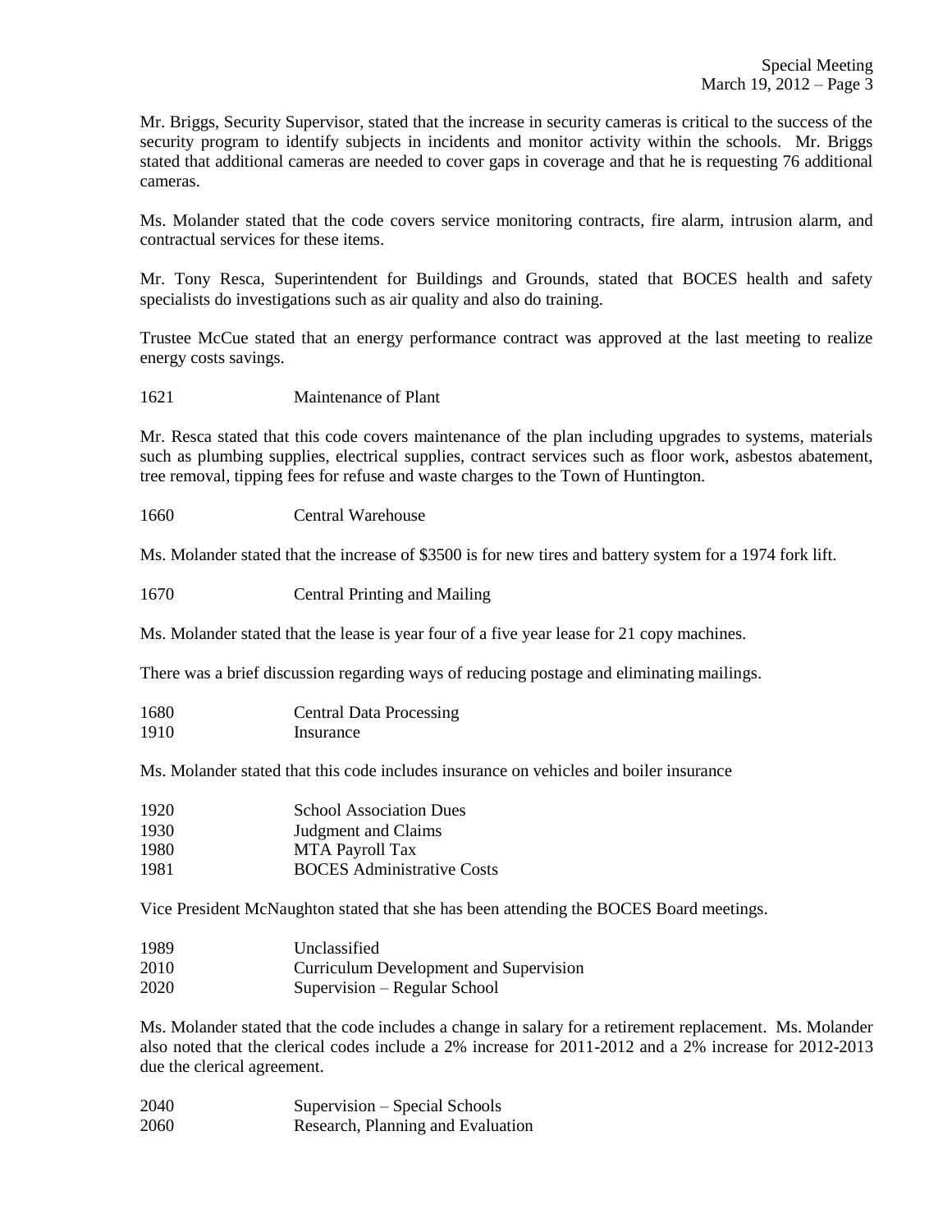Mr. Briggs, Security Supervisor, stated that the increase in security cameras is critical to the success of the security program to identify subjects in incidents and monitor activity within the schools. Mr. Briggs stated that additional cameras are needed to cover gaps in coverage and that he is requesting 76 additional cameras.

Ms. Molander stated that the code covers service monitoring contracts, fire alarm, intrusion alarm, and contractual services for these items.

Mr. Tony Resca, Superintendent for Buildings and Grounds, stated that BOCES health and safety specialists do investigations such as air quality and also do training.

Trustee McCue stated that an energy performance contract was approved at the last meeting to realize energy costs savings.

1621 Maintenance of Plant

Mr. Resca stated that this code covers maintenance of the plan including upgrades to systems, materials such as plumbing supplies, electrical supplies, contract services such as floor work, asbestos abatement, tree removal, tipping fees for refuse and waste charges to the Town of Huntington.

1660 Central Warehouse

Ms. Molander stated that the increase of $3500 is for new tires and battery system for a 1974 fork lift.

1670 Central Printing and Mailing

Ms. Molander stated that the lease is year four of a five year lease for 21 copy machines.

There was a brief discussion regarding ways of reducing postage and eliminating mailings.

1680 Central Data Processing
1910 Insurance

Ms. Molander stated that this code includes insurance on vehicles and boiler insurance

1920 School Association Dues
1930 Judgment and Claims
1980 MTA Payroll Tax
1981 BOCES Administrative Costs

Vice President McNaughton stated that she has been attending the BOCES Board meetings.

1989 Unclassified
2010 Curriculum Development and Supervision
2020 Supervision – Regular School

Ms. Molander stated that the code includes a change in salary for a retirement replacement. Ms. Molander also noted that the clerical codes include a 2% increase for 2011-2012 and a 2% increase for 2012-2013 due the clerical agreement.

2040 Supervision – Special Schools
2060 Research, Planning and Evaluation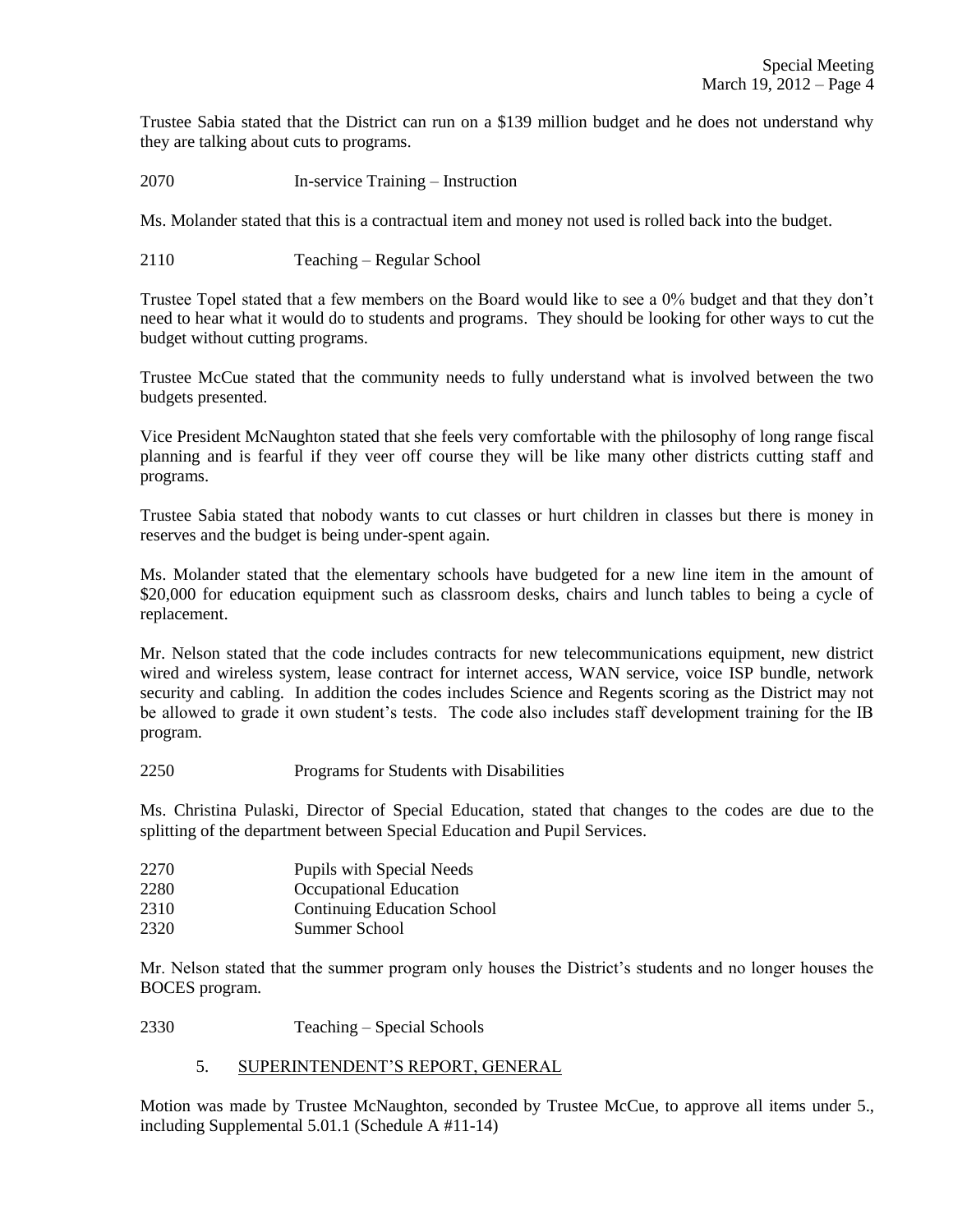Trustee Sabia stated that the District can run on a $139 million budget and he does not understand why they are talking about cuts to programs.

2070 In-service Training – Instruction

Ms. Molander stated that this is a contractual item and money not used is rolled back into the budget.

2110 Teaching – Regular School

Trustee Topel stated that a few members on the Board would like to see a 0% budget and that they don't need to hear what it would do to students and programs. They should be looking for other ways to cut the budget without cutting programs.

Trustee McCue stated that the community needs to fully understand what is involved between the two budgets presented.

Vice President McNaughton stated that she feels very comfortable with the philosophy of long range fiscal planning and is fearful if they veer off course they will be like many other districts cutting staff and programs.

Trustee Sabia stated that nobody wants to cut classes or hurt children in classes but there is money in reserves and the budget is being under-spent again.

Ms. Molander stated that the elementary schools have budgeted for a new line item in the amount of $20,000 for education equipment such as classroom desks, chairs and lunch tables to being a cycle of replacement.

Mr. Nelson stated that the code includes contracts for new telecommunications equipment, new district wired and wireless system, lease contract for internet access, WAN service, voice ISP bundle, network security and cabling. In addition the codes includes Science and Regents scoring as the District may not be allowed to grade it own student's tests. The code also includes staff development training for the IB program.

2250 Programs for Students with Disabilities

Ms. Christina Pulaski, Director of Special Education, stated that changes to the codes are due to the splitting of the department between Special Education and Pupil Services.

2270 Pupils with Special Needs
2280 Occupational Education
2310 Continuing Education School
2320 Summer School

Mr. Nelson stated that the summer program only houses the District's students and no longer houses the BOCES program.

2330 Teaching – Special Schools

5. SUPERINTENDENT'S REPORT, GENERAL

Motion was made by Trustee McNaughton, seconded by Trustee McCue, to approve all items under 5., including Supplemental 5.01.1 (Schedule A #11-14)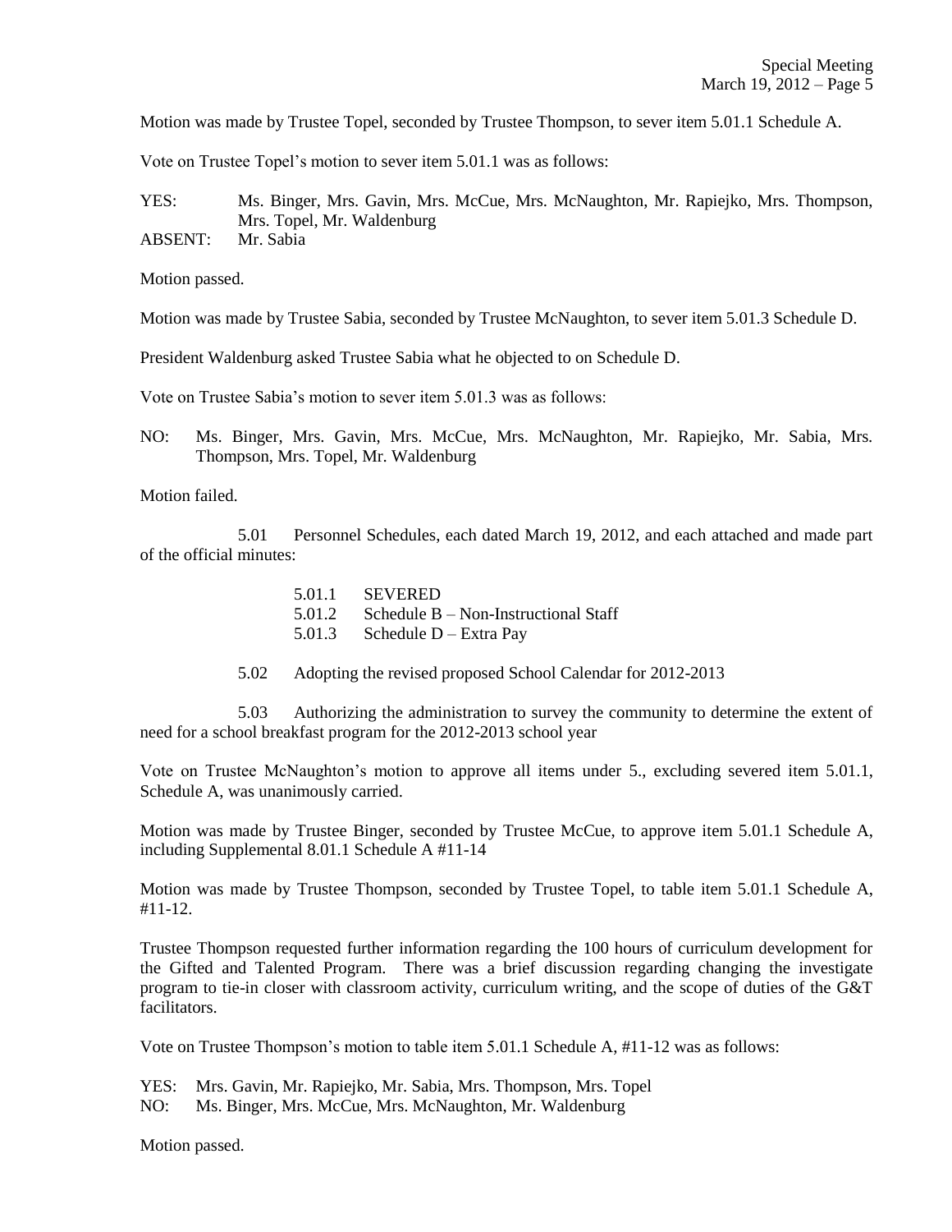Motion was made by Trustee Topel, seconded by Trustee Thompson, to sever item 5.01.1 Schedule A.

Vote on Trustee Topel's motion to sever item 5.01.1 was as follows:

YES: Ms. Binger, Mrs. Gavin, Mrs. McCue, Mrs. McNaughton, Mr. Rapiejko, Mrs. Thompson, Mrs. Topel, Mr. Waldenburg
ABSENT: Mr. Sabia

Motion passed.

Motion was made by Trustee Sabia, seconded by Trustee McNaughton, to sever item 5.01.3 Schedule D.

President Waldenburg asked Trustee Sabia what he objected to on Schedule D.

Vote on Trustee Sabia's motion to sever item 5.01.3 was as follows:

NO: Ms. Binger, Mrs. Gavin, Mrs. McCue, Mrs. McNaughton, Mr. Rapiejko, Mr. Sabia, Mrs. Thompson, Mrs. Topel, Mr. Waldenburg

Motion failed.

5.01 Personnel Schedules, each dated March 19, 2012, and each attached and made part of the official minutes:

- 5.01.1 SEVERED
- 5.01.2 Schedule B – Non-Instructional Staff
- 5.01.3 Schedule D – Extra Pay

5.02 Adopting the revised proposed School Calendar for 2012-2013

5.03 Authorizing the administration to survey the community to determine the extent of need for a school breakfast program for the 2012-2013 school year

Vote on Trustee McNaughton's motion to approve all items under 5., excluding severed item 5.01.1, Schedule A, was unanimously carried.

Motion was made by Trustee Binger, seconded by Trustee McCue, to approve item 5.01.1 Schedule A, including Supplemental 8.01.1 Schedule A #11-14

Motion was made by Trustee Thompson, seconded by Trustee Topel, to table item 5.01.1 Schedule A, #11-12.

Trustee Thompson requested further information regarding the 100 hours of curriculum development for the Gifted and Talented Program. There was a brief discussion regarding changing the investigate program to tie-in closer with classroom activity, curriculum writing, and the scope of duties of the G&T facilitators.

Vote on Trustee Thompson's motion to table item 5.01.1 Schedule A, #11-12 was as follows:

YES: Mrs. Gavin, Mr. Rapiejko, Mr. Sabia, Mrs. Thompson, Mrs. Topel
NO: Ms. Binger, Mrs. McCue, Mrs. McNaughton, Mr. Waldenburg

Motion passed.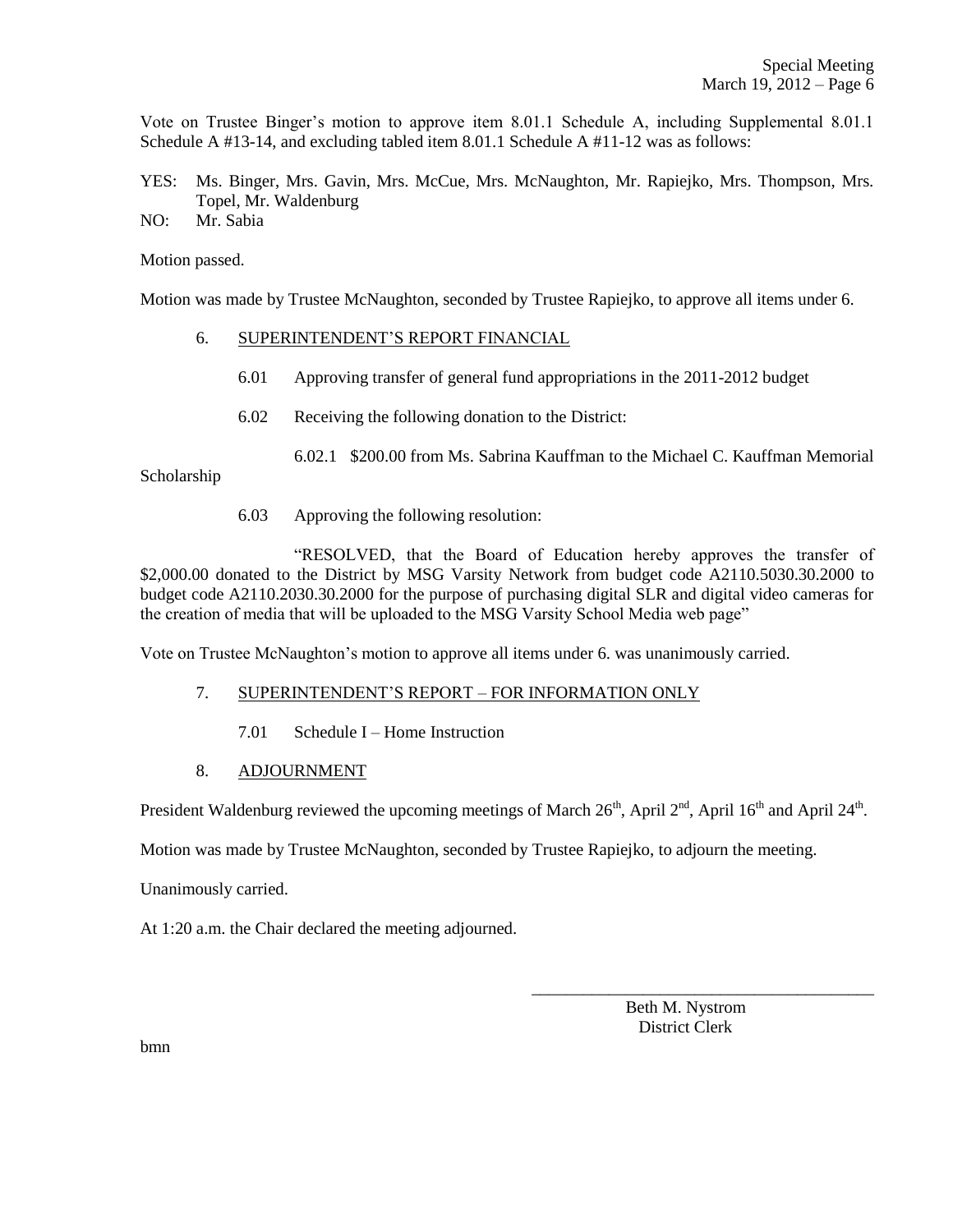Vote on Trustee Binger's motion to approve item 8.01.1 Schedule A, including Supplemental 8.01.1 Schedule A #13-14, and excluding tabled item 8.01.1 Schedule A #11-12 was as follows:

YES: Ms. Binger, Mrs. Gavin, Mrs. McCue, Mrs. McNaughton, Mr. Rapiejko, Mrs. Thompson, Mrs. Topel, Mr. Waldenburg

NO: Mr. Sabia

Motion passed.

Motion was made by Trustee McNaughton, seconded by Trustee Rapiejko, to approve all items under 6.

6. SUPERINTENDENT'S REPORT FINANCIAL

   6.01 Approving transfer of general fund appropriations in the 2011-2012 budget

   6.02 Receiving the following donation to the District:

      6.02.1 $200.00 from Ms. Sabrina Kauffman to the Michael C. Kauffman Memorial Scholarship

   6.03 Approving the following resolution:

"RESOLVED, that the Board of Education hereby approves the transfer of $2,000.00 donated to the District by MSG Varsity Network from budget code A2110.5030.30.2000 to budget code A2110.2030.30.2000 for the purpose of purchasing digital SLR and digital video cameras for the creation of media that will be uploaded to the MSG Varsity School Media web page"

Vote on Trustee McNaughton's motion to approve all items under 6. was unanimously carried.

7. SUPERINTENDENT'S REPORT – FOR INFORMATION ONLY

   7.01 Schedule I – Home Instruction

8. ADJOURNMENT

President Waldenburg reviewed the upcoming meetings of March 26th, April 2nd, April 16th and April 24th.

Motion was made by Trustee McNaughton, seconded by Trustee Rapiejko, to adjourn the meeting.

Unanimously carried.

At 1:20 a.m. the Chair declared the meeting adjourned.

\_\_\_\_\_\_\_\_\_\_\_\_\_\_\_\_\_\_\_\_\_\_\_\_\_\_\_\_\_\_\_\_\_\_\_\_\_\_\_\_

Beth M. Nystrom
District Clerk

bmn